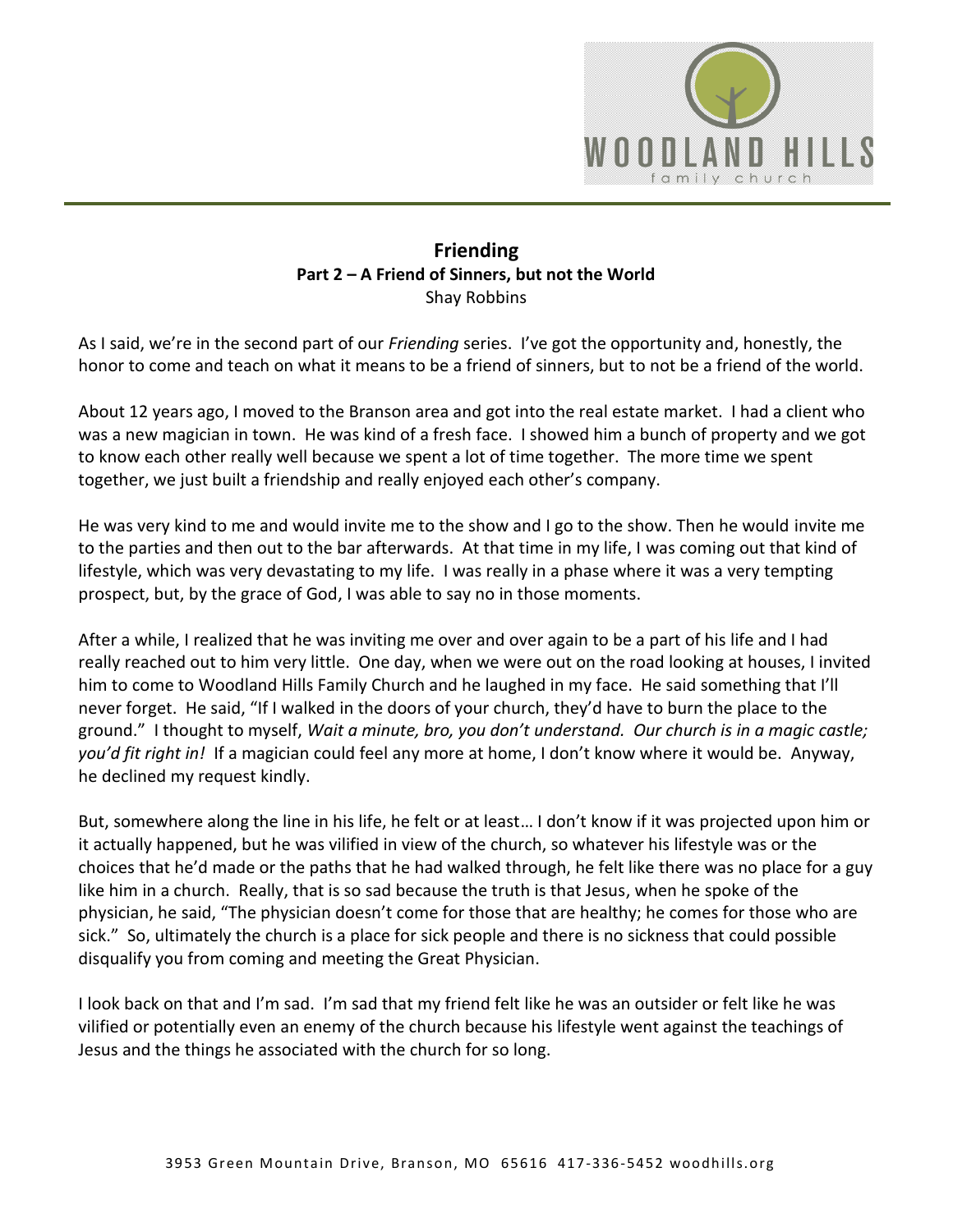# Friending
## Part 2 – A Friend of Sinners, but not the World
Shay Robbins

As I said, we're in the second part of our *Friending* series. I've got the opportunity and, honestly, the honor to come and teach on what it means to be a friend of sinners, but to not be a friend of the world.

About 12 years ago, I moved to the Branson area and got into the real estate market. I had a client who was a new magician in town. He was kind of a fresh face. I showed him a bunch of property and we got to know each other really well because we spent a lot of time together. The more time we spent together, we just built a friendship and really enjoyed each other's company.

He was very kind to me and would invite me to the show and I go to the show. Then he would invite me to the parties and then out to the bar afterwards. At that time in my life, I was coming out that kind of lifestyle, which was very devastating to my life. I was really in a phase where it was a very tempting prospect, but, by the grace of God, I was able to say no in those moments.

After a while, I realized that he was inviting me over and over again to be a part of his life and I had really reached out to him very little. One day, when we were out on the road looking at houses, I invited him to come to Woodland Hills Family Church and he laughed in my face. He said something that I'll never forget. He said, "If I walked in the doors of your church, they'd have to burn the place to the ground." I thought to myself, *Wait a minute, bro, you don't understand. Our church is in a magic castle; you'd fit right in!* If a magician could feel any more at home, I don't know where it would be. Anyway, he declined my request kindly.

But, somewhere along the line in his life, he felt or at least… I don't know if it was projected upon him or it actually happened, but he was vilified in view of the church, so whatever his lifestyle was or the choices that he'd made or the paths that he had walked through, he felt like there was no place for a guy like him in a church. Really, that is so sad because the truth is that Jesus, when he spoke of the physician, he said, "The physician doesn't come for those that are healthy; he comes for those who are sick." So, ultimately the church is a place for sick people and there is no sickness that could possible disqualify you from coming and meeting the Great Physician.

I look back on that and I'm sad. I'm sad that my friend felt like he was an outsider or felt like he was vilified or potentially even an enemy of the church because his lifestyle went against the teachings of Jesus and the things he associated with the church for so long.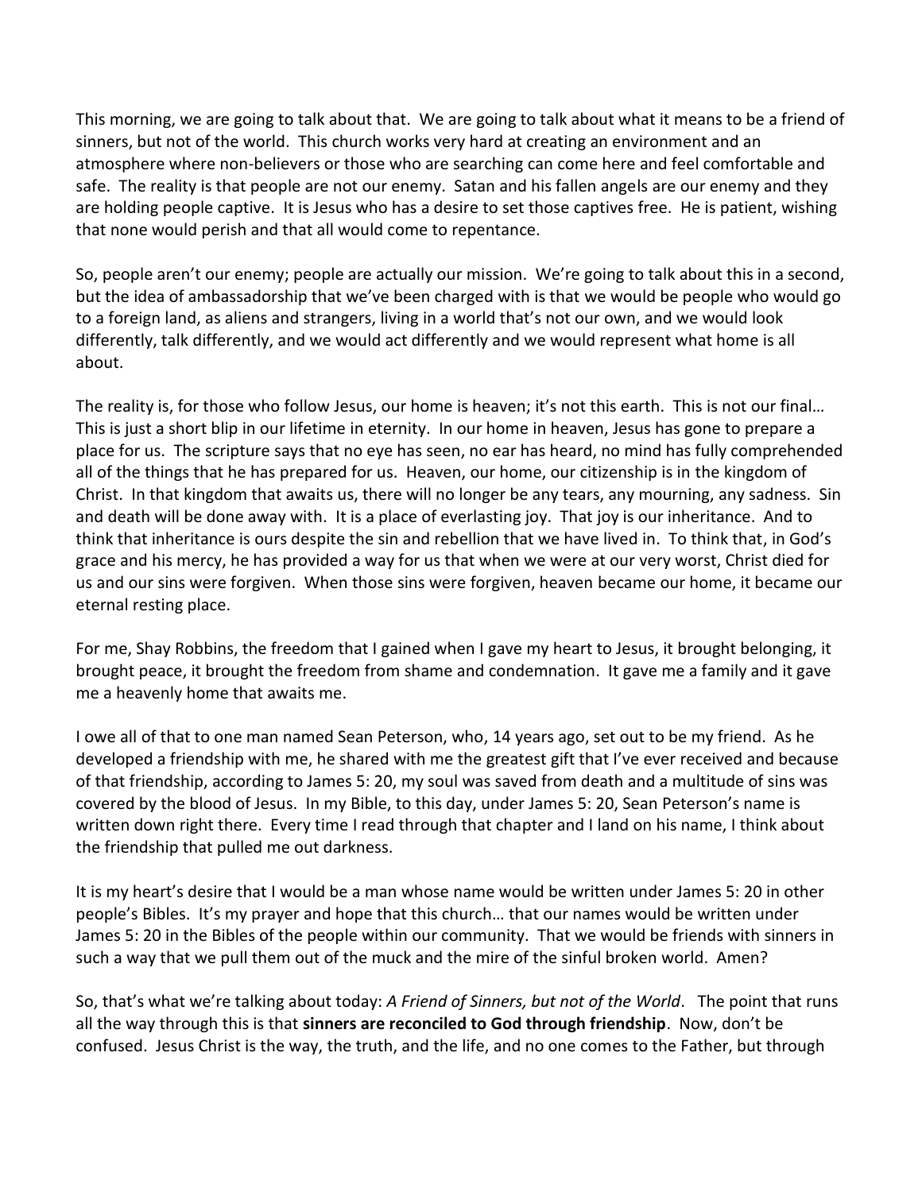This morning, we are going to talk about that. We are going to talk about what it means to be a friend of sinners, but not of the world. This church works very hard at creating an environment and an atmosphere where non-believers or those who are searching can come here and feel comfortable and safe. The reality is that people are not our enemy. Satan and his fallen angels are our enemy and they are holding people captive. It is Jesus who has a desire to set those captives free. He is patient, wishing that none would perish and that all would come to repentance.

So, people aren't our enemy; people are actually our mission. We're going to talk about this in a second, but the idea of ambassadorship that we've been charged with is that we would be people who would go to a foreign land, as aliens and strangers, living in a world that's not our own, and we would look differently, talk differently, and we would act differently and we would represent what home is all about.

The reality is, for those who follow Jesus, our home is heaven; it's not this earth. This is not our final… This is just a short blip in our lifetime in eternity. In our home in heaven, Jesus has gone to prepare a place for us. The scripture says that no eye has seen, no ear has heard, no mind has fully comprehended all of the things that he has prepared for us. Heaven, our home, our citizenship is in the kingdom of Christ. In that kingdom that awaits us, there will no longer be any tears, any mourning, any sadness. Sin and death will be done away with. It is a place of everlasting joy. That joy is our inheritance. And to think that inheritance is ours despite the sin and rebellion that we have lived in. To think that, in God's grace and his mercy, he has provided a way for us that when we were at our very worst, Christ died for us and our sins were forgiven. When those sins were forgiven, heaven became our home, it became our eternal resting place.

For me, Shay Robbins, the freedom that I gained when I gave my heart to Jesus, it brought belonging, it brought peace, it brought the freedom from shame and condemnation. It gave me a family and it gave me a heavenly home that awaits me.

I owe all of that to one man named Sean Peterson, who, 14 years ago, set out to be my friend. As he developed a friendship with me, he shared with me the greatest gift that I've ever received and because of that friendship, according to James 5: 20, my soul was saved from death and a multitude of sins was covered by the blood of Jesus. In my Bible, to this day, under James 5: 20, Sean Peterson's name is written down right there. Every time I read through that chapter and I land on his name, I think about the friendship that pulled me out darkness.

It is my heart's desire that I would be a man whose name would be written under James 5: 20 in other people's Bibles. It's my prayer and hope that this church… that our names would be written under James 5: 20 in the Bibles of the people within our community. That we would be friends with sinners in such a way that we pull them out of the muck and the mire of the sinful broken world. Amen?

So, that's what we're talking about today: *A Friend of Sinners, but not of the World*. The point that runs all the way through this is that **sinners are reconciled to God through friendship**. Now, don't be confused. Jesus Christ is the way, the truth, and the life, and no one comes to the Father, but through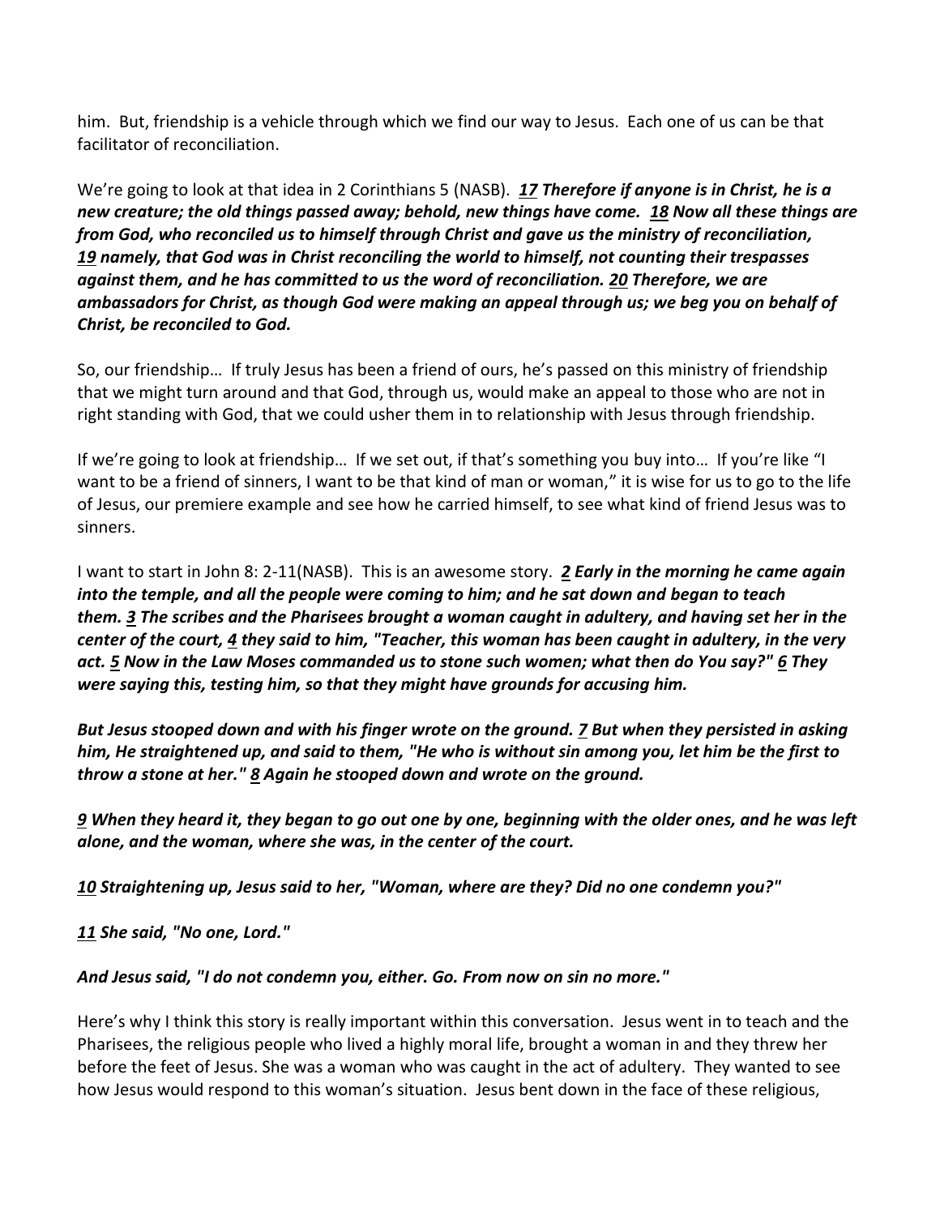him. But, friendship is a vehicle through which we find our way to Jesus. Each one of us can be that facilitator of reconciliation.

We're going to look at that idea in 2 Corinthians 5 (NASB). ***17*** ***Therefore if anyone is in Christ, he is a new creature; the old things passed away; behold, new things have come.*** ***18*** ***Now all these things are from God, who reconciled us to himself through Christ and gave us the ministry of reconciliation,*** ***19*** ***namely, that God was in Christ reconciling the world to himself, not counting their trespasses against them, and he has committed to us the word of reconciliation.*** ***20*** ***Therefore, we are ambassadors for Christ, as though God were making an appeal through us; we beg you on behalf of Christ, be reconciled to God.***

So, our friendship… If truly Jesus has been a friend of ours, he's passed on this ministry of friendship that we might turn around and that God, through us, would make an appeal to those who are not in right standing with God, that we could usher them in to relationship with Jesus through friendship.

If we're going to look at friendship… If we set out, if that's something you buy into… If you're like "I want to be a friend of sinners, I want to be that kind of man or woman," it is wise for us to go to the life of Jesus, our premiere example and see how he carried himself, to see what kind of friend Jesus was to sinners.

I want to start in John 8: 2-11(NASB). This is an awesome story. ***2*** ***Early in the morning he came again into the temple, and all the people were coming to him; and he sat down and began to teach them.*** ***3*** ***The scribes and the Pharisees brought a woman caught in adultery, and having set her in the center of the court,*** ***4*** ***they said to him, "Teacher, this woman has been caught in adultery, in the very act.*** ***5*** ***Now in the Law Moses commanded us to stone such women; what then do You say?"*** ***6*** ***They were saying this, testing him, so that they might have grounds for accusing him.***

***But Jesus stooped down and with his finger wrote on the ground.*** ***7*** ***But when they persisted in asking him, He straightened up, and said to them, "He who is without sin among you, let him be the first to throw a stone at her."*** ***8*** ***Again he stooped down and wrote on the ground.***

***9*** ***When they heard it, they began to go out one by one, beginning with the older ones, and he was left alone, and the woman, where she was, in the center of the court.***

***10*** ***Straightening up, Jesus said to her, "Woman, where are they? Did no one condemn you?"***

***11*** ***She said, "No one, Lord."***

***And Jesus said, "I do not condemn you, either. Go. From now on sin no more."***

Here's why I think this story is really important within this conversation. Jesus went in to teach and the Pharisees, the religious people who lived a highly moral life, brought a woman in and they threw her before the feet of Jesus. She was a woman who was caught in the act of adultery. They wanted to see how Jesus would respond to this woman's situation. Jesus bent down in the face of these religious,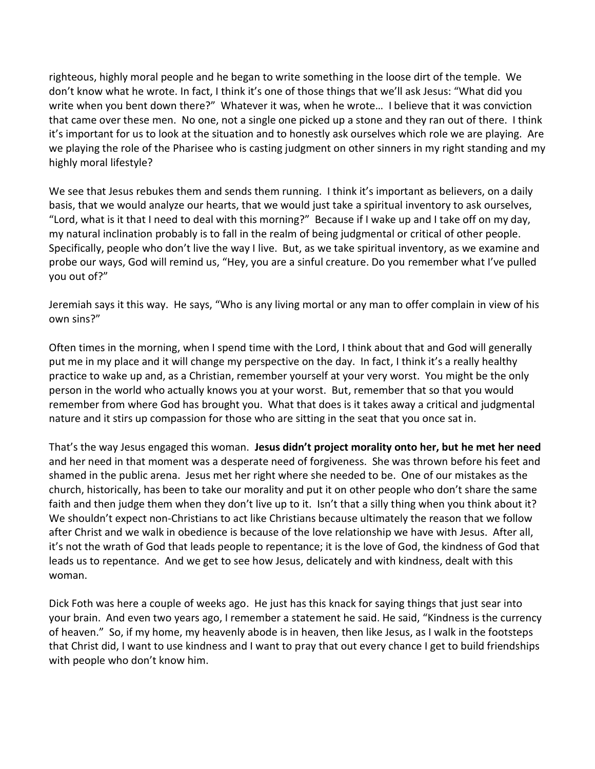righteous, highly moral people and he began to write something in the loose dirt of the temple. We don't know what he wrote. In fact, I think it's one of those things that we'll ask Jesus: "What did you write when you bent down there?" Whatever it was, when he wrote… I believe that it was conviction that came over these men. No one, not a single one picked up a stone and they ran out of there. I think it's important for us to look at the situation and to honestly ask ourselves which role we are playing. Are we playing the role of the Pharisee who is casting judgment on other sinners in my right standing and my highly moral lifestyle?

We see that Jesus rebukes them and sends them running. I think it's important as believers, on a daily basis, that we would analyze our hearts, that we would just take a spiritual inventory to ask ourselves, "Lord, what is it that I need to deal with this morning?" Because if I wake up and I take off on my day, my natural inclination probably is to fall in the realm of being judgmental or critical of other people. Specifically, people who don't live the way I live. But, as we take spiritual inventory, as we examine and probe our ways, God will remind us, "Hey, you are a sinful creature. Do you remember what I've pulled you out of?"

Jeremiah says it this way. He says, "Who is any living mortal or any man to offer complain in view of his own sins?"

Often times in the morning, when I spend time with the Lord, I think about that and God will generally put me in my place and it will change my perspective on the day. In fact, I think it's a really healthy practice to wake up and, as a Christian, remember yourself at your very worst. You might be the only person in the world who actually knows you at your worst. But, remember that so that you would remember from where God has brought you. What that does is it takes away a critical and judgmental nature and it stirs up compassion for those who are sitting in the seat that you once sat in.

That's the way Jesus engaged this woman. **Jesus didn't project morality onto her, but he met her need** and her need in that moment was a desperate need of forgiveness. She was thrown before his feet and shamed in the public arena. Jesus met her right where she needed to be. One of our mistakes as the church, historically, has been to take our morality and put it on other people who don't share the same faith and then judge them when they don't live up to it. Isn't that a silly thing when you think about it? We shouldn't expect non-Christians to act like Christians because ultimately the reason that we follow after Christ and we walk in obedience is because of the love relationship we have with Jesus. After all, it's not the wrath of God that leads people to repentance; it is the love of God, the kindness of God that leads us to repentance. And we get to see how Jesus, delicately and with kindness, dealt with this woman.

Dick Foth was here a couple of weeks ago. He just has this knack for saying things that just sear into your brain. And even two years ago, I remember a statement he said. He said, "Kindness is the currency of heaven." So, if my home, my heavenly abode is in heaven, then like Jesus, as I walk in the footsteps that Christ did, I want to use kindness and I want to pray that out every chance I get to build friendships with people who don't know him.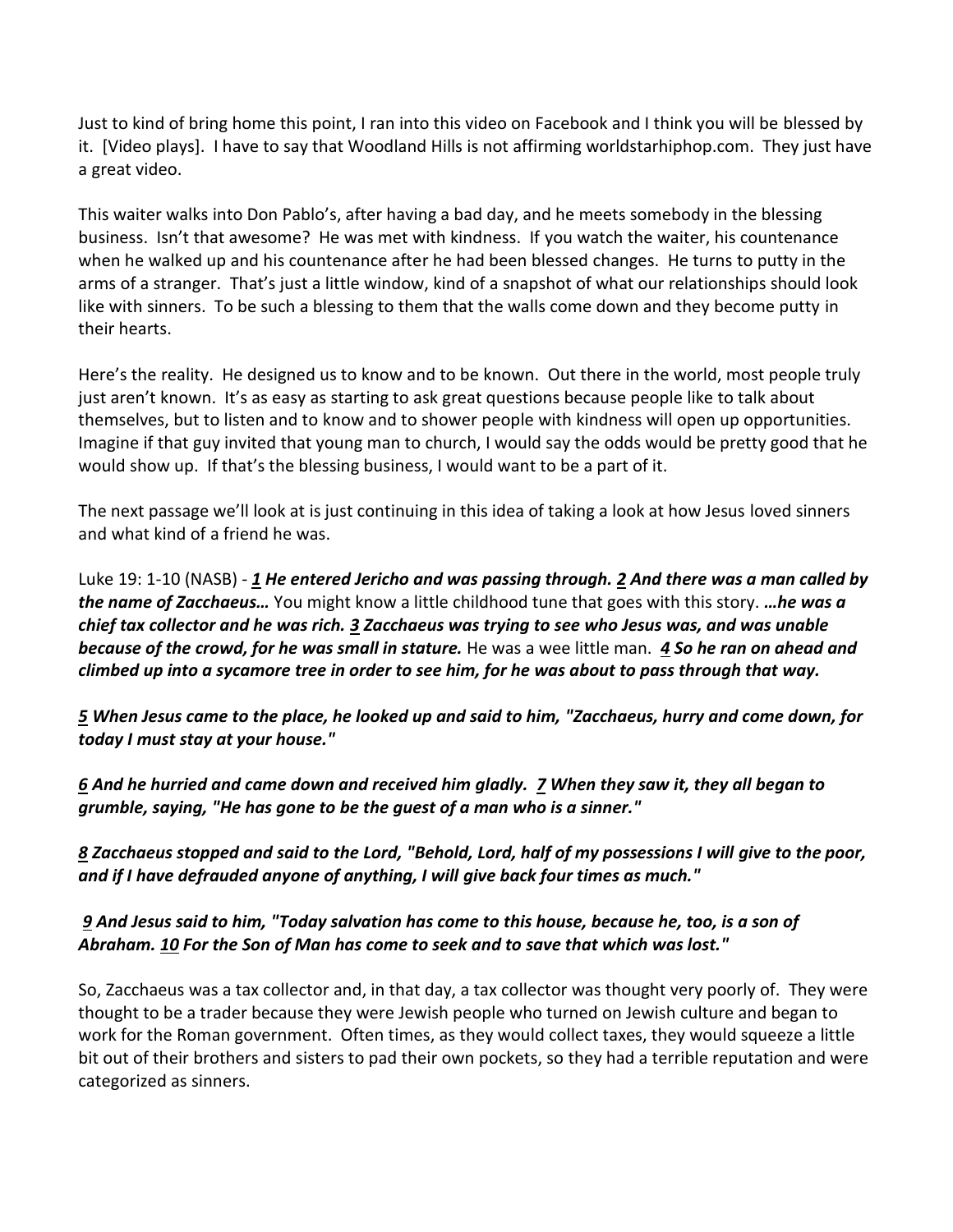Just to kind of bring home this point, I ran into this video on Facebook and I think you will be blessed by it. [Video plays]. I have to say that Woodland Hills is not affirming worldstarhiphop.com. They just have a great video.

This waiter walks into Don Pablo's, after having a bad day, and he meets somebody in the blessing business. Isn't that awesome? He was met with kindness. If you watch the waiter, his countenance when he walked up and his countenance after he had been blessed changes. He turns to putty in the arms of a stranger. That's just a little window, kind of a snapshot of what our relationships should look like with sinners. To be such a blessing to them that the walls come down and they become putty in their hearts.

Here's the reality. He designed us to know and to be known. Out there in the world, most people truly just aren't known. It's as easy as starting to ask great questions because people like to talk about themselves, but to listen and to know and to shower people with kindness will open up opportunities. Imagine if that guy invited that young man to church, I would say the odds would be pretty good that he would show up. If that's the blessing business, I would want to be a part of it.

The next passage we'll look at is just continuing in this idea of taking a look at how Jesus loved sinners and what kind of a friend he was.

Luke 19: 1-10 (NASB) - ***1 He entered Jericho and was passing through. 2 And there was a man called by the name of Zacchaeus…*** You might know a little childhood tune that goes with this story. ***…he was a chief tax collector and he was rich. 3 Zacchaeus was trying to see who Jesus was, and was unable because of the crowd, for he was small in stature.*** He was a wee little man. ***4 So he ran on ahead and climbed up into a sycamore tree in order to see him, for he was about to pass through that way.***

***5 When Jesus came to the place, he looked up and said to him, "Zacchaeus, hurry and come down, for today I must stay at your house."***

***6 And he hurried and came down and received him gladly. 7 When they saw it, they all began to grumble, saying, "He has gone to be the guest of a man who is a sinner."***

***8 Zacchaeus stopped and said to the Lord, "Behold, Lord, half of my possessions I will give to the poor, and if I have defrauded anyone of anything, I will give back four times as much."***

***9 And Jesus said to him, "Today salvation has come to this house, because he, too, is a son of Abraham. 10 For the Son of Man has come to seek and to save that which was lost."***

So, Zacchaeus was a tax collector and, in that day, a tax collector was thought very poorly of. They were thought to be a trader because they were Jewish people who turned on Jewish culture and began to work for the Roman government. Often times, as they would collect taxes, they would squeeze a little bit out of their brothers and sisters to pad their own pockets, so they had a terrible reputation and were categorized as sinners.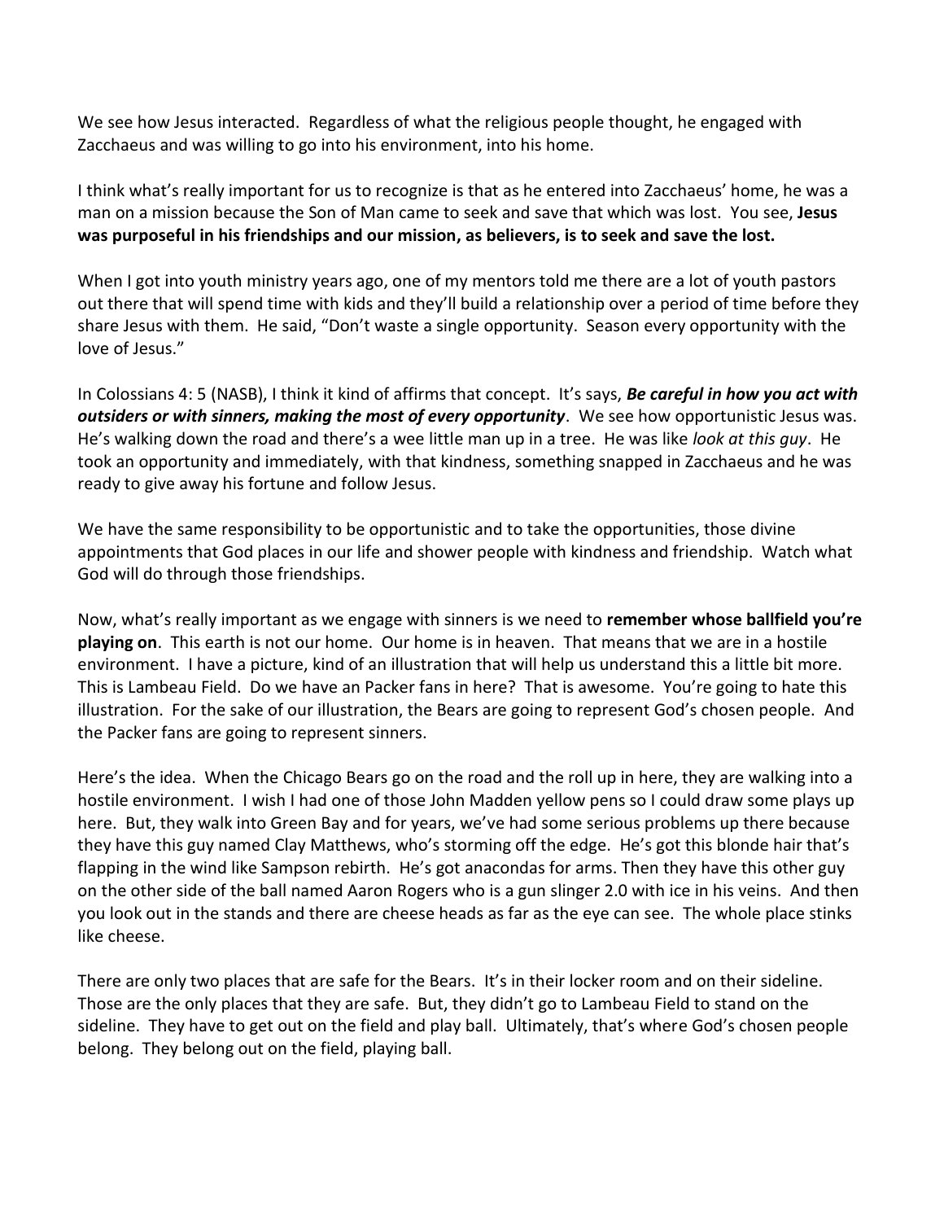We see how Jesus interacted. Regardless of what the religious people thought, he engaged with Zacchaeus and was willing to go into his environment, into his home.

I think what's really important for us to recognize is that as he entered into Zacchaeus' home, he was a man on a mission because the Son of Man came to seek and save that which was lost. You see, **Jesus was purposeful in his friendships and our mission, as believers, is to seek and save the lost.**

When I got into youth ministry years ago, one of my mentors told me there are a lot of youth pastors out there that will spend time with kids and they'll build a relationship over a period of time before they share Jesus with them. He said, "Don't waste a single opportunity. Season every opportunity with the love of Jesus."

In Colossians 4: 5 (NASB), I think it kind of affirms that concept. It's says, ***Be careful in how you act with outsiders or with sinners, making the most of every opportunity***. We see how opportunistic Jesus was. He's walking down the road and there's a wee little man up in a tree. He was like *look at this guy*. He took an opportunity and immediately, with that kindness, something snapped in Zacchaeus and he was ready to give away his fortune and follow Jesus.

We have the same responsibility to be opportunistic and to take the opportunities, those divine appointments that God places in our life and shower people with kindness and friendship. Watch what God will do through those friendships.

Now, what's really important as we engage with sinners is we need to **remember whose ballfield you're playing on**. This earth is not our home. Our home is in heaven. That means that we are in a hostile environment. I have a picture, kind of an illustration that will help us understand this a little bit more. This is Lambeau Field. Do we have an Packer fans in here? That is awesome. You're going to hate this illustration. For the sake of our illustration, the Bears are going to represent God's chosen people. And the Packer fans are going to represent sinners.

Here's the idea. When the Chicago Bears go on the road and the roll up in here, they are walking into a hostile environment. I wish I had one of those John Madden yellow pens so I could draw some plays up here. But, they walk into Green Bay and for years, we've had some serious problems up there because they have this guy named Clay Matthews, who's storming off the edge. He's got this blonde hair that's flapping in the wind like Sampson rebirth. He's got anacondas for arms. Then they have this other guy on the other side of the ball named Aaron Rogers who is a gun slinger 2.0 with ice in his veins. And then you look out in the stands and there are cheese heads as far as the eye can see. The whole place stinks like cheese.

There are only two places that are safe for the Bears. It's in their locker room and on their sideline. Those are the only places that they are safe. But, they didn't go to Lambeau Field to stand on the sideline. They have to get out on the field and play ball. Ultimately, that's where God's chosen people belong. They belong out on the field, playing ball.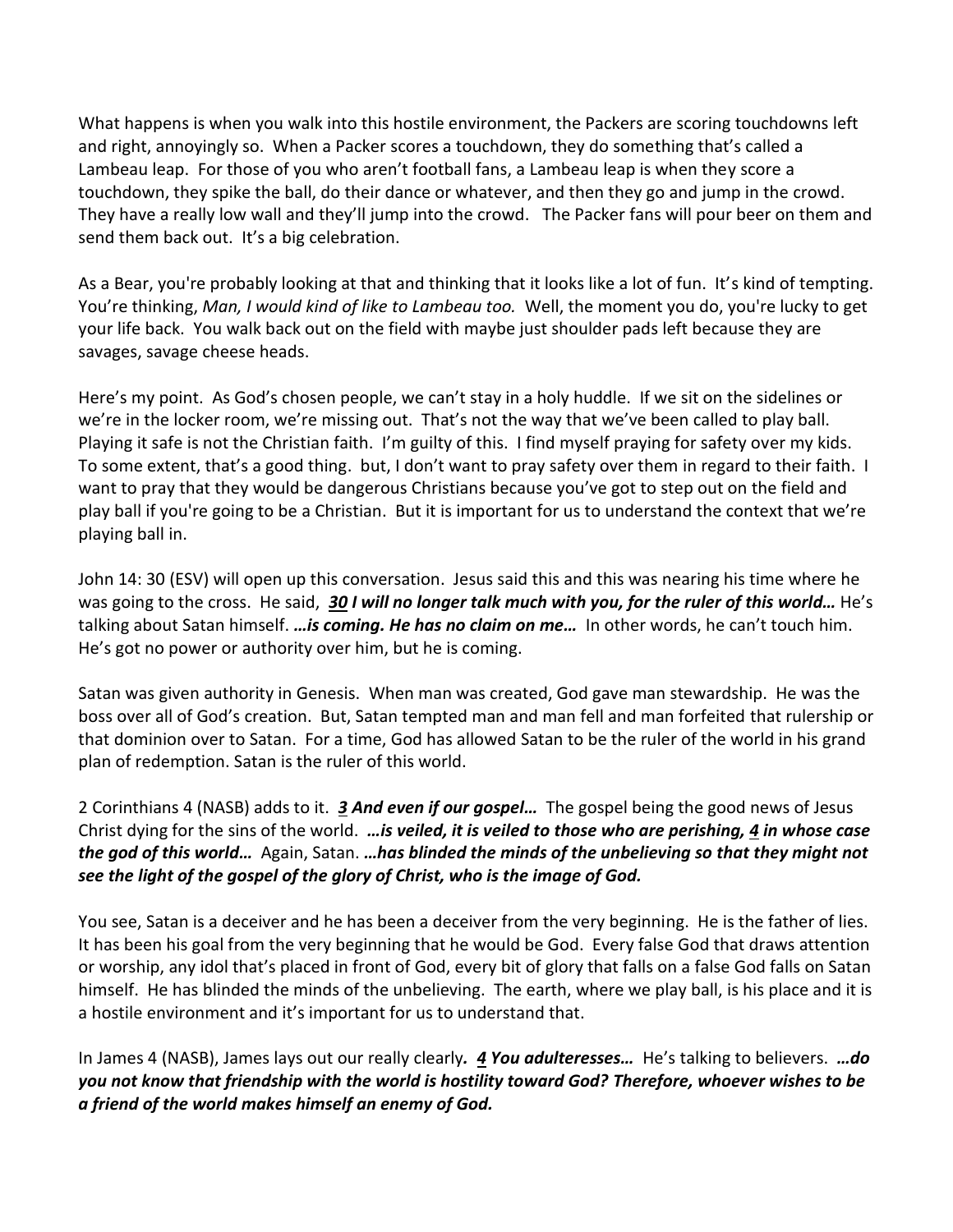What happens is when you walk into this hostile environment, the Packers are scoring touchdowns left and right, annoyingly so. When a Packer scores a touchdown, they do something that's called a Lambeau leap. For those of you who aren't football fans, a Lambeau leap is when they score a touchdown, they spike the ball, do their dance or whatever, and then they go and jump in the crowd. They have a really low wall and they'll jump into the crowd. The Packer fans will pour beer on them and send them back out. It's a big celebration.

As a Bear, you're probably looking at that and thinking that it looks like a lot of fun. It's kind of tempting. You're thinking, *Man, I would kind of like to Lambeau too.* Well, the moment you do, you're lucky to get your life back. You walk back out on the field with maybe just shoulder pads left because they are savages, savage cheese heads.

Here's my point. As God's chosen people, we can't stay in a holy huddle. If we sit on the sidelines or we're in the locker room, we're missing out. That's not the way that we've been called to play ball. Playing it safe is not the Christian faith. I'm guilty of this. I find myself praying for safety over my kids. To some extent, that's a good thing. but, I don't want to pray safety over them in regard to their faith. I want to pray that they would be dangerous Christians because you've got to step out on the field and play ball if you're going to be a Christian. But it is important for us to understand the context that we're playing ball in.

John 14: 30 (ESV) will open up this conversation. Jesus said this and this was nearing his time where he was going to the cross. He said, ***30 I will no longer talk much with you, for the ruler of this world…*** He's talking about Satan himself. ***…is coming. He has no claim on me…*** In other words, he can't touch him. He's got no power or authority over him, but he is coming.

Satan was given authority in Genesis. When man was created, God gave man stewardship. He was the boss over all of God's creation. But, Satan tempted man and man fell and man forfeited that rulership or that dominion over to Satan. For a time, God has allowed Satan to be the ruler of the world in his grand plan of redemption. Satan is the ruler of this world.

2 Corinthians 4 (NASB) adds to it. ***3 And even if our gospel…*** The gospel being the good news of Jesus Christ dying for the sins of the world. ***…is veiled, it is veiled to those who are perishing, 4 in whose case the god of this world…*** Again, Satan. ***…has blinded the minds of the unbelieving so that they might not see the light of the gospel of the glory of Christ, who is the image of God.***

You see, Satan is a deceiver and he has been a deceiver from the very beginning. He is the father of lies. It has been his goal from the very beginning that he would be God. Every false God that draws attention or worship, any idol that's placed in front of God, every bit of glory that falls on a false God falls on Satan himself. He has blinded the minds of the unbelieving. The earth, where we play ball, is his place and it is a hostile environment and it's important for us to understand that.

In James 4 (NASB), James lays out our really clearly***. 4 You adulteresses…*** He's talking to believers. ***…do you not know that friendship with the world is hostility toward God? Therefore, whoever wishes to be a friend of the world makes himself an enemy of God.***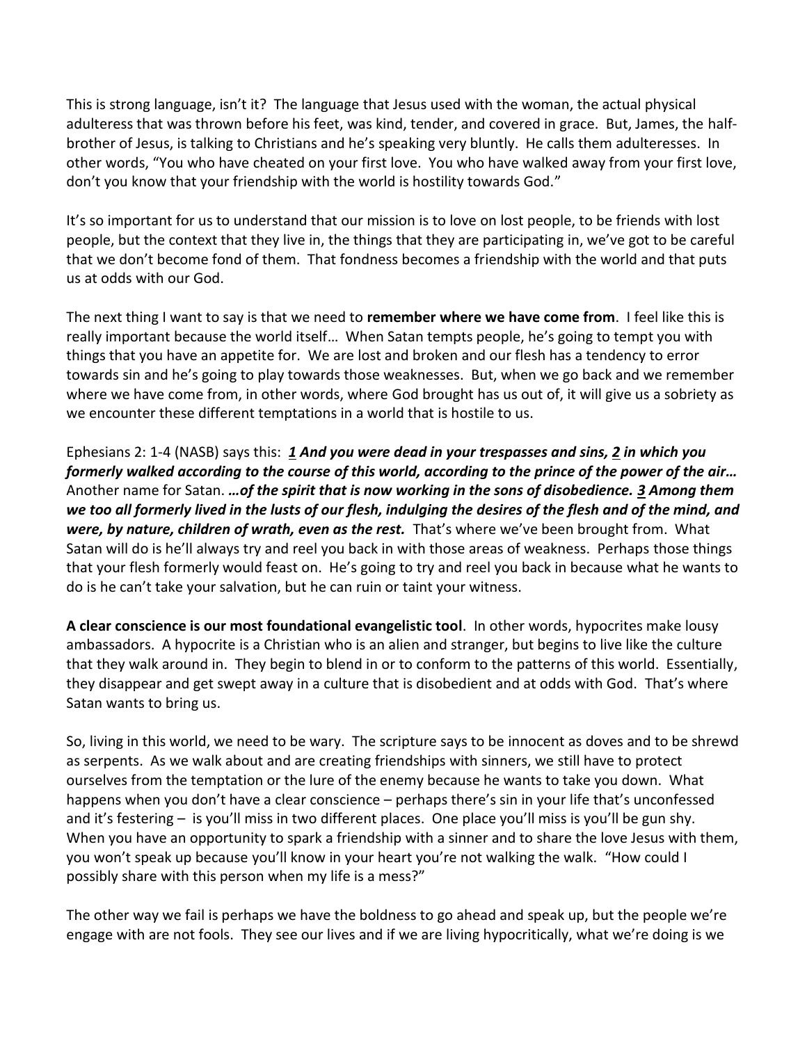This is strong language, isn't it? The language that Jesus used with the woman, the actual physical adulteress that was thrown before his feet, was kind, tender, and covered in grace. But, James, the half-brother of Jesus, is talking to Christians and he's speaking very bluntly. He calls them adulteresses. In other words, "You who have cheated on your first love. You who have walked away from your first love, don't you know that your friendship with the world is hostility towards God."

It's so important for us to understand that our mission is to love on lost people, to be friends with lost people, but the context that they live in, the things that they are participating in, we've got to be careful that we don't become fond of them. That fondness becomes a friendship with the world and that puts us at odds with our God.

The next thing I want to say is that we need to **remember where we have come from**. I feel like this is really important because the world itself… When Satan tempts people, he's going to tempt you with things that you have an appetite for. We are lost and broken and our flesh has a tendency to error towards sin and he's going to play towards those weaknesses. But, when we go back and we remember where we have come from, in other words, where God brought has us out of, it will give us a sobriety as we encounter these different temptations in a world that is hostile to us.

Ephesians 2: 1-4 (NASB) says this: ***1 And you were dead in your trespasses and sins, 2 in which you formerly walked according to the course of this world, according to the prince of the power of the air…*** Another name for Satan. ***…of the spirit that is now working in the sons of disobedience. 3 Among them we too all formerly lived in the lusts of our flesh, indulging the desires of the flesh and of the mind, and were, by nature, children of wrath, even as the rest.*** That's where we've been brought from. What Satan will do is he'll always try and reel you back in with those areas of weakness. Perhaps those things that your flesh formerly would feast on. He's going to try and reel you back in because what he wants to do is he can't take your salvation, but he can ruin or taint your witness.

**A clear conscience is our most foundational evangelistic tool**. In other words, hypocrites make lousy ambassadors. A hypocrite is a Christian who is an alien and stranger, but begins to live like the culture that they walk around in. They begin to blend in or to conform to the patterns of this world. Essentially, they disappear and get swept away in a culture that is disobedient and at odds with God. That's where Satan wants to bring us.

So, living in this world, we need to be wary. The scripture says to be innocent as doves and to be shrewd as serpents. As we walk about and are creating friendships with sinners, we still have to protect ourselves from the temptation or the lure of the enemy because he wants to take you down. What happens when you don't have a clear conscience – perhaps there's sin in your life that's unconfessed and it's festering – is you'll miss in two different places. One place you'll miss is you'll be gun shy. When you have an opportunity to spark a friendship with a sinner and to share the love Jesus with them, you won't speak up because you'll know in your heart you're not walking the walk. "How could I possibly share with this person when my life is a mess?"

The other way we fail is perhaps we have the boldness to go ahead and speak up, but the people we're engage with are not fools. They see our lives and if we are living hypocritically, what we're doing is we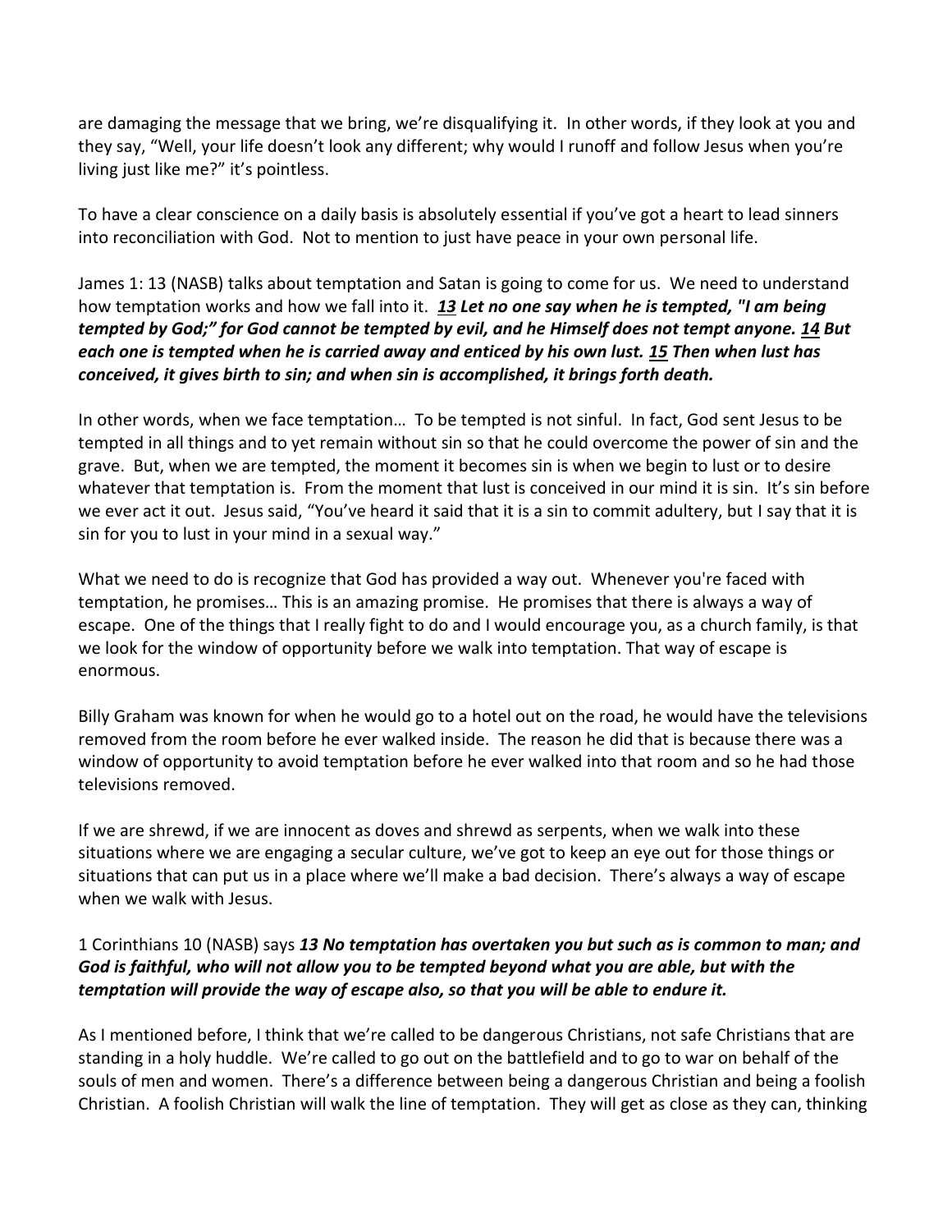are damaging the message that we bring, we're disqualifying it. In other words, if they look at you and they say, "Well, your life doesn't look any different; why would I runoff and follow Jesus when you're living just like me?" it's pointless.

To have a clear conscience on a daily basis is absolutely essential if you've got a heart to lead sinners into reconciliation with God. Not to mention to just have peace in your own personal life.

James 1: 13 (NASB) talks about temptation and Satan is going to come for us. We need to understand how temptation works and how we fall into it. ***13 Let no one say when he is tempted, "I am being tempted by God;" for God cannot be tempted by evil, and he Himself does not tempt anyone. 14 But each one is tempted when he is carried away and enticed by his own lust. 15 Then when lust has conceived, it gives birth to sin; and when sin is accomplished, it brings forth death.***

In other words, when we face temptation… To be tempted is not sinful. In fact, God sent Jesus to be tempted in all things and to yet remain without sin so that he could overcome the power of sin and the grave. But, when we are tempted, the moment it becomes sin is when we begin to lust or to desire whatever that temptation is. From the moment that lust is conceived in our mind it is sin. It's sin before we ever act it out. Jesus said, "You've heard it said that it is a sin to commit adultery, but I say that it is sin for you to lust in your mind in a sexual way."

What we need to do is recognize that God has provided a way out. Whenever you're faced with temptation, he promises… This is an amazing promise. He promises that there is always a way of escape. One of the things that I really fight to do and I would encourage you, as a church family, is that we look for the window of opportunity before we walk into temptation. That way of escape is enormous.

Billy Graham was known for when he would go to a hotel out on the road, he would have the televisions removed from the room before he ever walked inside. The reason he did that is because there was a window of opportunity to avoid temptation before he ever walked into that room and so he had those televisions removed.

If we are shrewd, if we are innocent as doves and shrewd as serpents, when we walk into these situations where we are engaging a secular culture, we've got to keep an eye out for those things or situations that can put us in a place where we'll make a bad decision. There's always a way of escape when we walk with Jesus.

1 Corinthians 10 (NASB) says ***13 No temptation has overtaken you but such as is common to man; and God is faithful, who will not allow you to be tempted beyond what you are able, but with the temptation will provide the way of escape also, so that you will be able to endure it.***

As I mentioned before, I think that we're called to be dangerous Christians, not safe Christians that are standing in a holy huddle. We're called to go out on the battlefield and to go to war on behalf of the souls of men and women. There's a difference between being a dangerous Christian and being a foolish Christian. A foolish Christian will walk the line of temptation. They will get as close as they can, thinking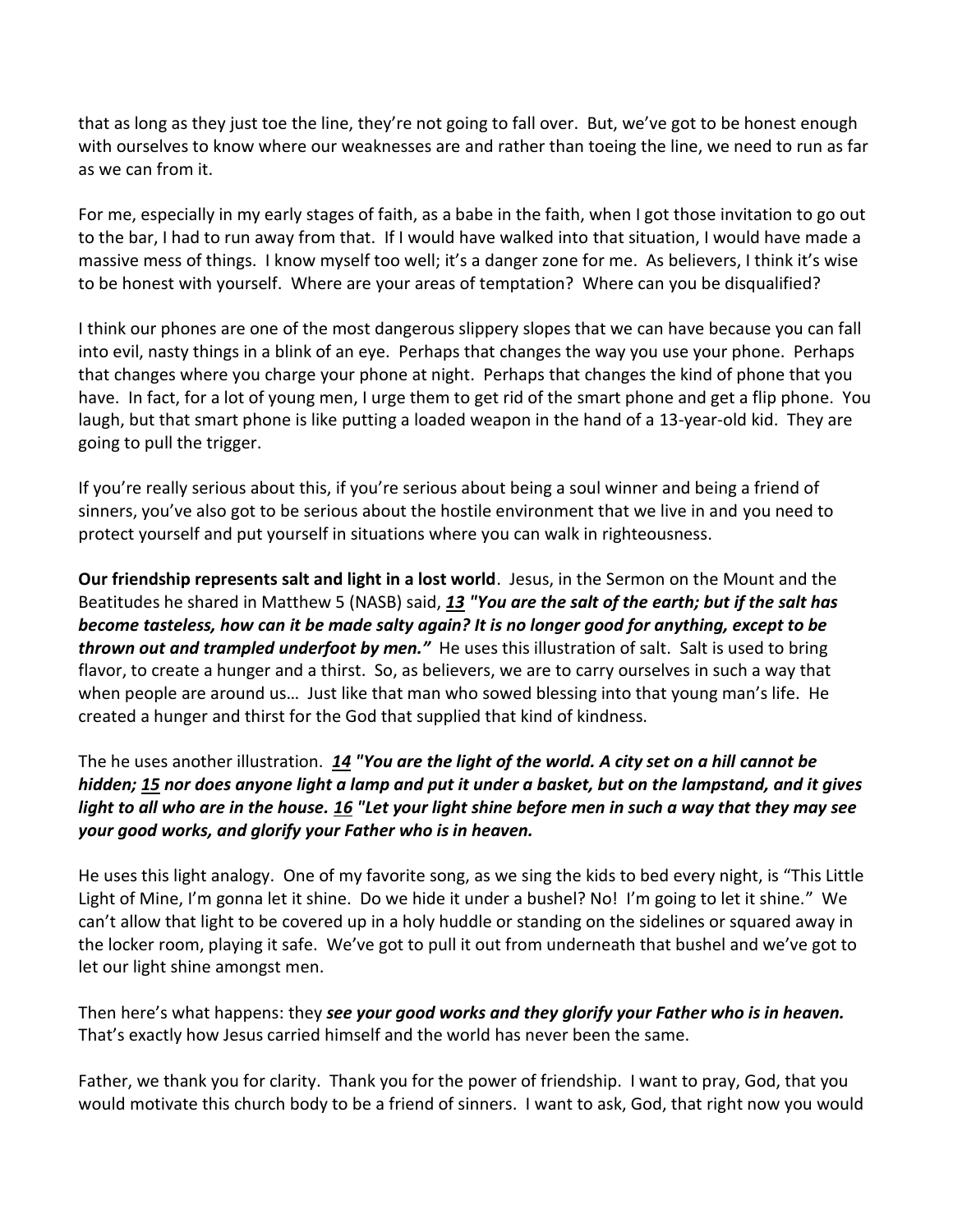that as long as they just toe the line, they're not going to fall over. But, we've got to be honest enough with ourselves to know where our weaknesses are and rather than toeing the line, we need to run as far as we can from it.

For me, especially in my early stages of faith, as a babe in the faith, when I got those invitation to go out to the bar, I had to run away from that. If I would have walked into that situation, I would have made a massive mess of things. I know myself too well; it's a danger zone for me. As believers, I think it's wise to be honest with yourself. Where are your areas of temptation? Where can you be disqualified?

I think our phones are one of the most dangerous slippery slopes that we can have because you can fall into evil, nasty things in a blink of an eye. Perhaps that changes the way you use your phone. Perhaps that changes where you charge your phone at night. Perhaps that changes the kind of phone that you have. In fact, for a lot of young men, I urge them to get rid of the smart phone and get a flip phone. You laugh, but that smart phone is like putting a loaded weapon in the hand of a 13-year-old kid. They are going to pull the trigger.

If you're really serious about this, if you're serious about being a soul winner and being a friend of sinners, you've also got to be serious about the hostile environment that we live in and you need to protect yourself and put yourself in situations where you can walk in righteousness.

**Our friendship represents salt and light in a lost world**. Jesus, in the Sermon on the Mount and the Beatitudes he shared in Matthew 5 (NASB) said, ***13 "You are the salt of the earth; but if the salt has become tasteless, how can it be made salty again? It is no longer good for anything, except to be thrown out and trampled underfoot by men."*** He uses this illustration of salt. Salt is used to bring flavor, to create a hunger and a thirst. So, as believers, we are to carry ourselves in such a way that when people are around us… Just like that man who sowed blessing into that young man's life. He created a hunger and thirst for the God that supplied that kind of kindness.

The he uses another illustration. ***14 "You are the light of the world. A city set on a hill cannot be hidden; 15 nor does anyone light a lamp and put it under a basket, but on the lampstand, and it gives light to all who are in the house. 16 "Let your light shine before men in such a way that they may see your good works, and glorify your Father who is in heaven.***

He uses this light analogy. One of my favorite song, as we sing the kids to bed every night, is "This Little Light of Mine, I'm gonna let it shine. Do we hide it under a bushel? No! I'm going to let it shine." We can't allow that light to be covered up in a holy huddle or standing on the sidelines or squared away in the locker room, playing it safe. We've got to pull it out from underneath that bushel and we've got to let our light shine amongst men.

Then here's what happens: they ***see your good works and they glorify your Father who is in heaven.*** That's exactly how Jesus carried himself and the world has never been the same.

Father, we thank you for clarity. Thank you for the power of friendship. I want to pray, God, that you would motivate this church body to be a friend of sinners. I want to ask, God, that right now you would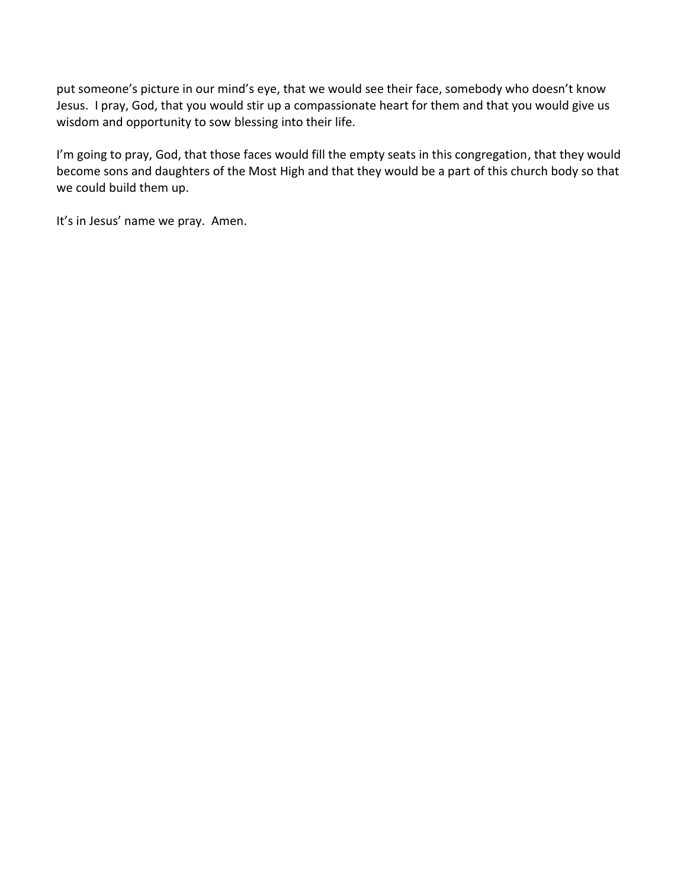put someone's picture in our mind's eye, that we would see their face, somebody who doesn't know Jesus. I pray, God, that you would stir up a compassionate heart for them and that you would give us wisdom and opportunity to sow blessing into their life.

I'm going to pray, God, that those faces would fill the empty seats in this congregation, that they would become sons and daughters of the Most High and that they would be a part of this church body so that we could build them up.

It's in Jesus' name we pray. Amen.